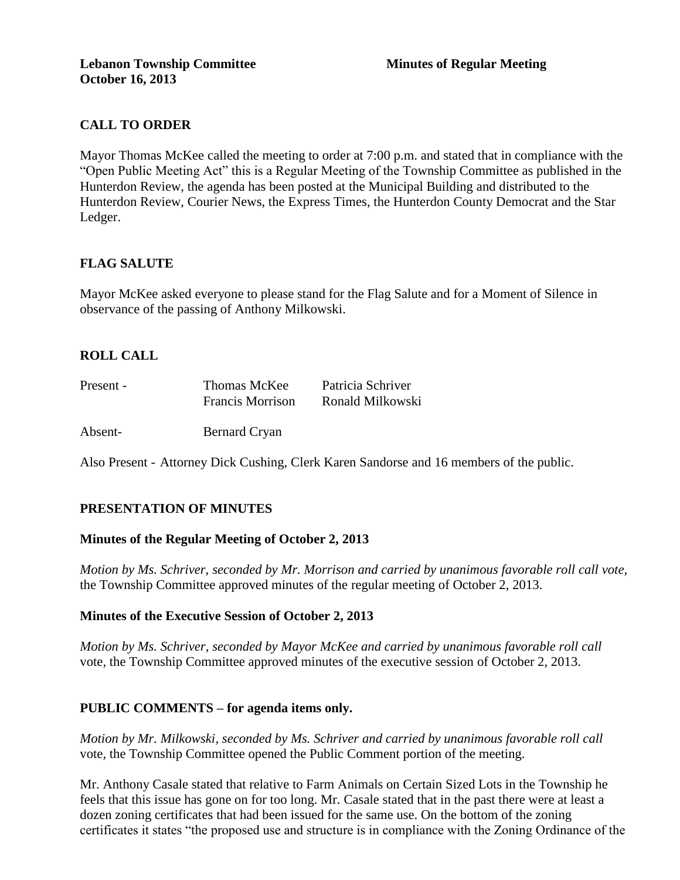**Lebanon Township Committee** **Minutes of Regular Meeting**
**October 16, 2013**

## CALL TO ORDER

Mayor Thomas McKee called the meeting to order at 7:00 p.m. and stated that in compliance with the "Open Public Meeting Act" this is a Regular Meeting of the Township Committee as published in the Hunterdon Review, the agenda has been posted at the Municipal Building and distributed to the Hunterdon Review, Courier News, the Express Times, the Hunterdon County Democrat and the Star Ledger.

## FLAG SALUTE

Mayor McKee asked everyone to please stand for the Flag Salute and for a Moment of Silence in observance of the passing of Anthony Milkowski.

## ROLL CALL

| | | |
|---|---|---|
| Present - | Thomas McKee | Patricia Schriver |
| | Francis Morrison | Ronald Milkowski |
| Absent- | Bernard Cryan | |

Also Present - Attorney Dick Cushing, Clerk Karen Sandorse and 16 members of the public.

## PRESENTATION OF MINUTES

### Minutes of the Regular Meeting of October 2, 2013

*Motion by Ms. Schriver, seconded by Mr. Morrison and carried by unanimous favorable roll call vote,* the Township Committee approved minutes of the regular meeting of October 2, 2013.

### Minutes of the Executive Session of October 2, 2013

*Motion by Ms. Schriver, seconded by Mayor McKee and carried by unanimous favorable roll call* vote, the Township Committee approved minutes of the executive session of October 2, 2013.

## PUBLIC COMMENTS – for agenda items only.

*Motion by Mr. Milkowski, seconded by Ms. Schriver and carried by unanimous favorable roll call* vote, the Township Committee opened the Public Comment portion of the meeting.

Mr. Anthony Casale stated that relative to Farm Animals on Certain Sized Lots in the Township he feels that this issue has gone on for too long. Mr. Casale stated that in the past there were at least a dozen zoning certificates that had been issued for the same use. On the bottom of the zoning certificates it states "the proposed use and structure is in compliance with the Zoning Ordinance of the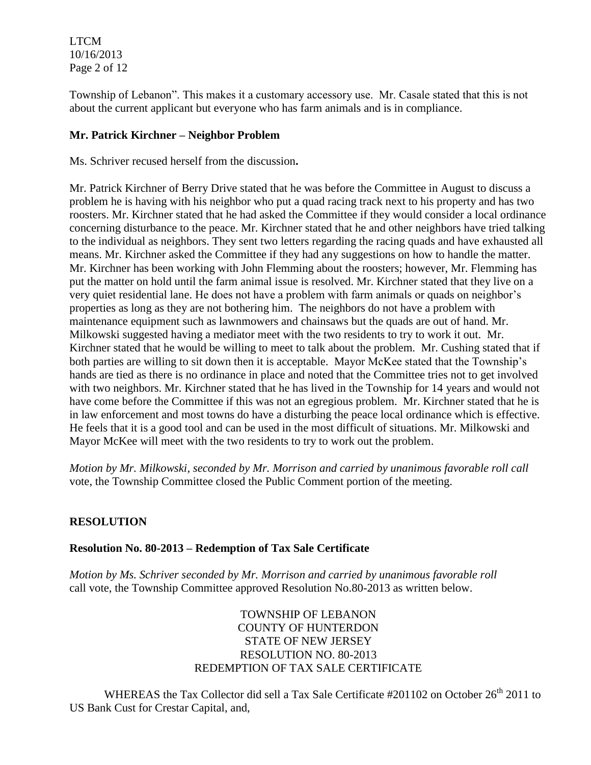Township of Lebanon". This makes it a customary accessory use. Mr. Casale stated that this is not about the current applicant but everyone who has farm animals and is in compliance.

**Mr. Patrick Kirchner – Neighbor Problem**

Ms. Schriver recused herself from the discussion**.**

Mr. Patrick Kirchner of Berry Drive stated that he was before the Committee in August to discuss a problem he is having with his neighbor who put a quad racing track next to his property and has two roosters. Mr. Kirchner stated that he had asked the Committee if they would consider a local ordinance concerning disturbance to the peace. Mr. Kirchner stated that he and other neighbors have tried talking to the individual as neighbors. They sent two letters regarding the racing quads and have exhausted all means. Mr. Kirchner asked the Committee if they had any suggestions on how to handle the matter. Mr. Kirchner has been working with John Flemming about the roosters; however, Mr. Flemming has put the matter on hold until the farm animal issue is resolved. Mr. Kirchner stated that they live on a very quiet residential lane. He does not have a problem with farm animals or quads on neighbor's properties as long as they are not bothering him. The neighbors do not have a problem with maintenance equipment such as lawnmowers and chainsaws but the quads are out of hand. Mr. Milkowski suggested having a mediator meet with the two residents to try to work it out. Mr. Kirchner stated that he would be willing to meet to talk about the problem. Mr. Cushing stated that if both parties are willing to sit down then it is acceptable. Mayor McKee stated that the Township's hands are tied as there is no ordinance in place and noted that the Committee tries not to get involved with two neighbors. Mr. Kirchner stated that he has lived in the Township for 14 years and would not have come before the Committee if this was not an egregious problem. Mr. Kirchner stated that he is in law enforcement and most towns do have a disturbing the peace local ordinance which is effective. He feels that it is a good tool and can be used in the most difficult of situations. Mr. Milkowski and Mayor McKee will meet with the two residents to try to work out the problem.

*Motion by Mr. Milkowski, seconded by Mr. Morrison and carried by unanimous favorable roll call* vote, the Township Committee closed the Public Comment portion of the meeting.

## RESOLUTION

**Resolution No. 80-2013 – Redemption of Tax Sale Certificate**

*Motion by Ms. Schriver seconded by Mr. Morrison and carried by unanimous favorable roll* call vote, the Township Committee approved Resolution No.80-2013 as written below.

TOWNSHIP OF LEBANON
COUNTY OF HUNTERDON
STATE OF NEW JERSEY
RESOLUTION NO. 80-2013
REDEMPTION OF TAX SALE CERTIFICATE

WHEREAS the Tax Collector did sell a Tax Sale Certificate #201102 on October 26th 2011 to US Bank Cust for Crestar Capital, and,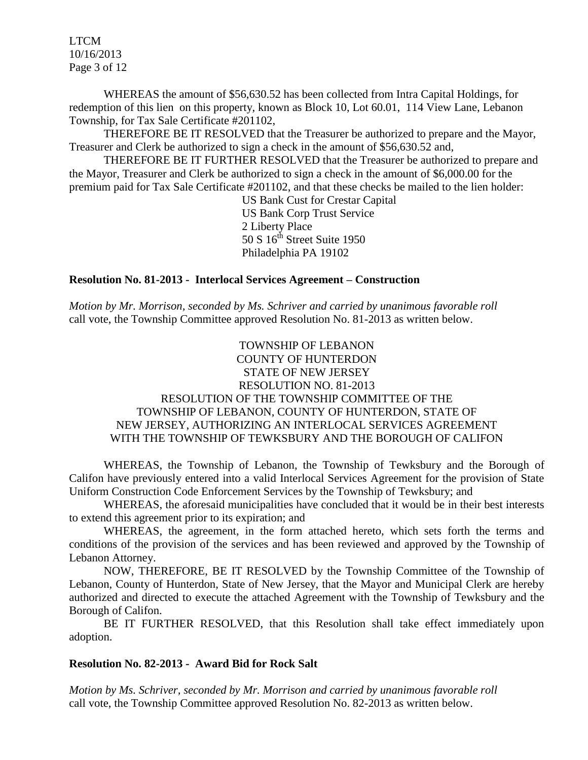WHEREAS the amount of $56,630.52 has been collected from Intra Capital Holdings, for redemption of this lien on this property, known as Block 10, Lot 60.01, 114 View Lane, Lebanon Township, for Tax Sale Certificate #201102,

THEREFORE BE IT RESOLVED that the Treasurer be authorized to prepare and the Mayor, Treasurer and Clerk be authorized to sign a check in the amount of $56,630.52 and,

THEREFORE BE IT FURTHER RESOLVED that the Treasurer be authorized to prepare and the Mayor, Treasurer and Clerk be authorized to sign a check in the amount of $6,000.00 for the premium paid for Tax Sale Certificate #201102, and that these checks be mailed to the lien holder:

US Bank Cust for Crestar Capital
US Bank Corp Trust Service
2 Liberty Place
50 S 16th Street Suite 1950
Philadelphia PA 19102

**Resolution No. 81-2013 - Interlocal Services Agreement – Construction**

*Motion by Mr. Morrison, seconded by Ms. Schriver and carried by unanimous favorable roll* call vote, the Township Committee approved Resolution No. 81-2013 as written below.

TOWNSHIP OF LEBANON
COUNTY OF HUNTERDON
STATE OF NEW JERSEY
RESOLUTION NO. 81-2013
RESOLUTION OF THE TOWNSHIP COMMITTEE OF THE TOWNSHIP OF LEBANON, COUNTY OF HUNTERDON, STATE OF NEW JERSEY, AUTHORIZING AN INTERLOCAL SERVICES AGREEMENT WITH THE TOWNSHIP OF TEWKSBURY AND THE BOROUGH OF CALIFON

WHEREAS, the Township of Lebanon, the Township of Tewksbury and the Borough of Califon have previously entered into a valid Interlocal Services Agreement for the provision of State Uniform Construction Code Enforcement Services by the Township of Tewksbury; and

WHEREAS, the aforesaid municipalities have concluded that it would be in their best interests to extend this agreement prior to its expiration; and

WHEREAS, the agreement, in the form attached hereto, which sets forth the terms and conditions of the provision of the services and has been reviewed and approved by the Township of Lebanon Attorney.

NOW, THEREFORE, BE IT RESOLVED by the Township Committee of the Township of Lebanon, County of Hunterdon, State of New Jersey, that the Mayor and Municipal Clerk are hereby authorized and directed to execute the attached Agreement with the Township of Tewksbury and the Borough of Califon.

BE IT FURTHER RESOLVED, that this Resolution shall take effect immediately upon adoption.

**Resolution No. 82-2013 - Award Bid for Rock Salt**

*Motion by Ms. Schriver, seconded by Mr. Morrison and carried by unanimous favorable roll* call vote, the Township Committee approved Resolution No. 82-2013 as written below.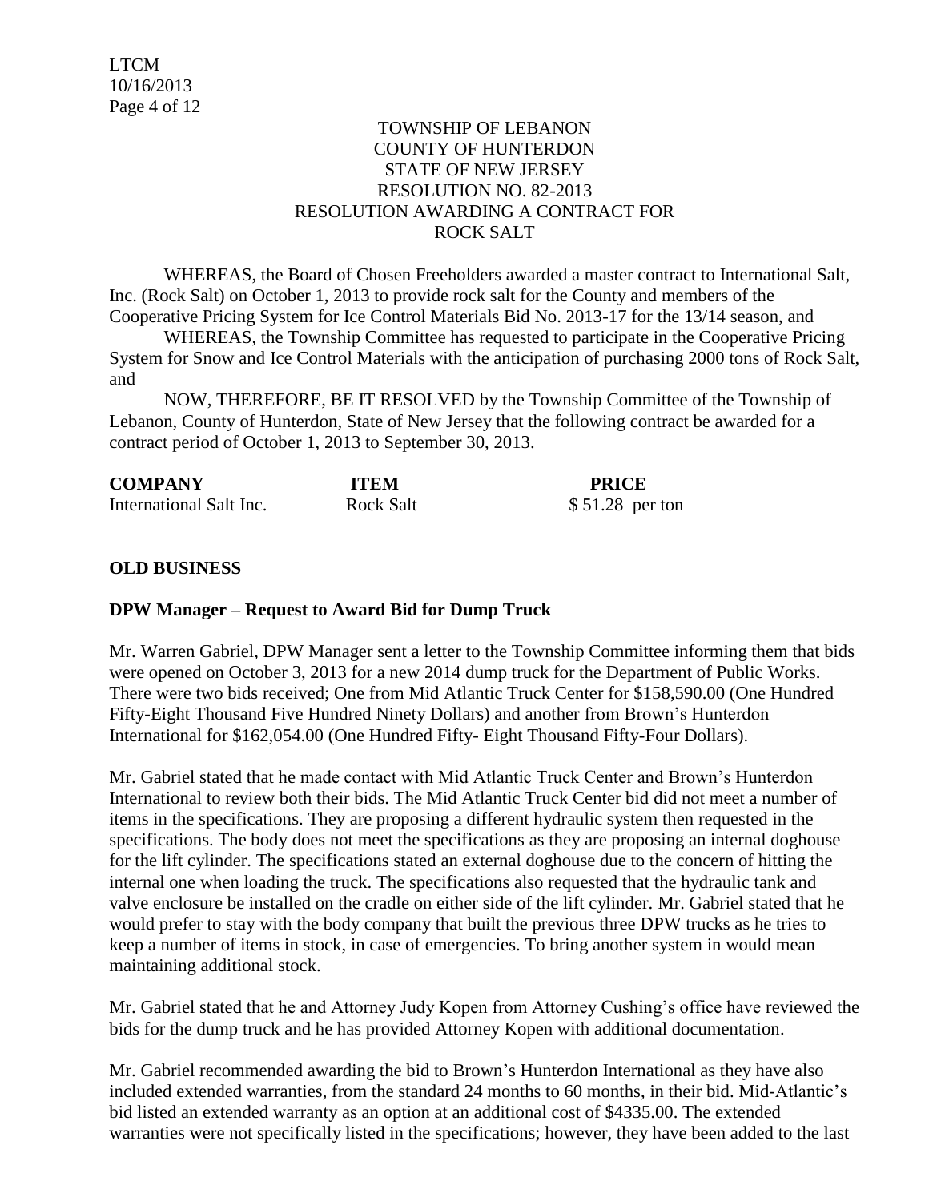TOWNSHIP OF LEBANON
COUNTY OF HUNTERDON
STATE OF NEW JERSEY
RESOLUTION NO. 82-2013
RESOLUTION AWARDING A CONTRACT FOR
ROCK SALT

WHEREAS, the Board of Chosen Freeholders awarded a master contract to International Salt, Inc. (Rock Salt) on October 1, 2013 to provide rock salt for the County and members of the Cooperative Pricing System for Ice Control Materials Bid No. 2013-17 for the 13/14 season, and

WHEREAS, the Township Committee has requested to participate in the Cooperative Pricing System for Snow and Ice Control Materials with the anticipation of purchasing 2000 tons of Rock Salt, and

NOW, THEREFORE, BE IT RESOLVED by the Township Committee of the Township of Lebanon, County of Hunterdon, State of New Jersey that the following contract be awarded for a contract period of October 1, 2013 to September 30, 2013.

| COMPANY | ITEM | PRICE |
|---|---|---|
| International Salt Inc. | Rock Salt | $ 51.28 per ton |

**OLD BUSINESS**

**DPW Manager – Request to Award Bid for Dump Truck**

Mr. Warren Gabriel, DPW Manager sent a letter to the Township Committee informing them that bids were opened on October 3, 2013 for a new 2014 dump truck for the Department of Public Works. There were two bids received; One from Mid Atlantic Truck Center for $158,590.00 (One Hundred Fifty-Eight Thousand Five Hundred Ninety Dollars) and another from Brown's Hunterdon International for $162,054.00 (One Hundred Fifty- Eight Thousand Fifty-Four Dollars).

Mr. Gabriel stated that he made contact with Mid Atlantic Truck Center and Brown's Hunterdon International to review both their bids. The Mid Atlantic Truck Center bid did not meet a number of items in the specifications. They are proposing a different hydraulic system then requested in the specifications. The body does not meet the specifications as they are proposing an internal doghouse for the lift cylinder. The specifications stated an external doghouse due to the concern of hitting the internal one when loading the truck. The specifications also requested that the hydraulic tank and valve enclosure be installed on the cradle on either side of the lift cylinder. Mr. Gabriel stated that he would prefer to stay with the body company that built the previous three DPW trucks as he tries to keep a number of items in stock, in case of emergencies. To bring another system in would mean maintaining additional stock.

Mr. Gabriel stated that he and Attorney Judy Kopen from Attorney Cushing's office have reviewed the bids for the dump truck and he has provided Attorney Kopen with additional documentation.

Mr. Gabriel recommended awarding the bid to Brown's Hunterdon International as they have also included extended warranties, from the standard 24 months to 60 months, in their bid. Mid-Atlantic's bid listed an extended warranty as an option at an additional cost of $4335.00. The extended warranties were not specifically listed in the specifications; however, they have been added to the last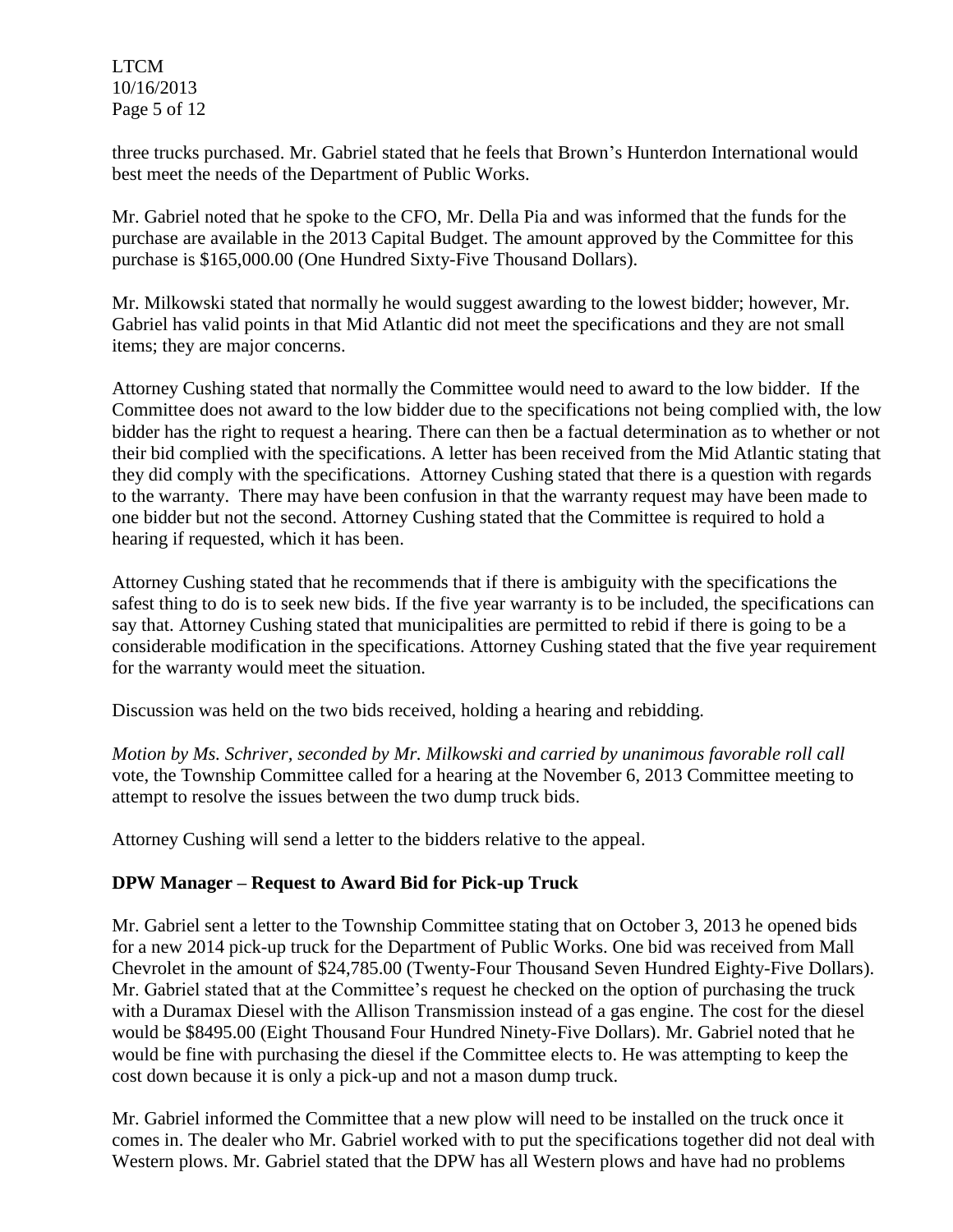three trucks purchased. Mr. Gabriel stated that he feels that Brown's Hunterdon International would best meet the needs of the Department of Public Works.

Mr. Gabriel noted that he spoke to the CFO, Mr. Della Pia and was informed that the funds for the purchase are available in the 2013 Capital Budget. The amount approved by the Committee for this purchase is $165,000.00 (One Hundred Sixty-Five Thousand Dollars).

Mr. Milkowski stated that normally he would suggest awarding to the lowest bidder; however, Mr. Gabriel has valid points in that Mid Atlantic did not meet the specifications and they are not small items; they are major concerns.

Attorney Cushing stated that normally the Committee would need to award to the low bidder. If the Committee does not award to the low bidder due to the specifications not being complied with, the low bidder has the right to request a hearing. There can then be a factual determination as to whether or not their bid complied with the specifications. A letter has been received from the Mid Atlantic stating that they did comply with the specifications. Attorney Cushing stated that there is a question with regards to the warranty. There may have been confusion in that the warranty request may have been made to one bidder but not the second. Attorney Cushing stated that the Committee is required to hold a hearing if requested, which it has been.

Attorney Cushing stated that he recommends that if there is ambiguity with the specifications the safest thing to do is to seek new bids. If the five year warranty is to be included, the specifications can say that. Attorney Cushing stated that municipalities are permitted to rebid if there is going to be a considerable modification in the specifications. Attorney Cushing stated that the five year requirement for the warranty would meet the situation.

Discussion was held on the two bids received, holding a hearing and rebidding.

*Motion by Ms. Schriver, seconded by Mr. Milkowski and carried by unanimous favorable roll call* vote, the Township Committee called for a hearing at the November 6, 2013 Committee meeting to attempt to resolve the issues between the two dump truck bids.

Attorney Cushing will send a letter to the bidders relative to the appeal.

**DPW Manager – Request to Award Bid for Pick-up Truck**

Mr. Gabriel sent a letter to the Township Committee stating that on October 3, 2013 he opened bids for a new 2014 pick-up truck for the Department of Public Works. One bid was received from Mall Chevrolet in the amount of $24,785.00 (Twenty-Four Thousand Seven Hundred Eighty-Five Dollars). Mr. Gabriel stated that at the Committee's request he checked on the option of purchasing the truck with a Duramax Diesel with the Allison Transmission instead of a gas engine. The cost for the diesel would be $8495.00 (Eight Thousand Four Hundred Ninety-Five Dollars). Mr. Gabriel noted that he would be fine with purchasing the diesel if the Committee elects to. He was attempting to keep the cost down because it is only a pick-up and not a mason dump truck.

Mr. Gabriel informed the Committee that a new plow will need to be installed on the truck once it comes in. The dealer who Mr. Gabriel worked with to put the specifications together did not deal with Western plows. Mr. Gabriel stated that the DPW has all Western plows and have had no problems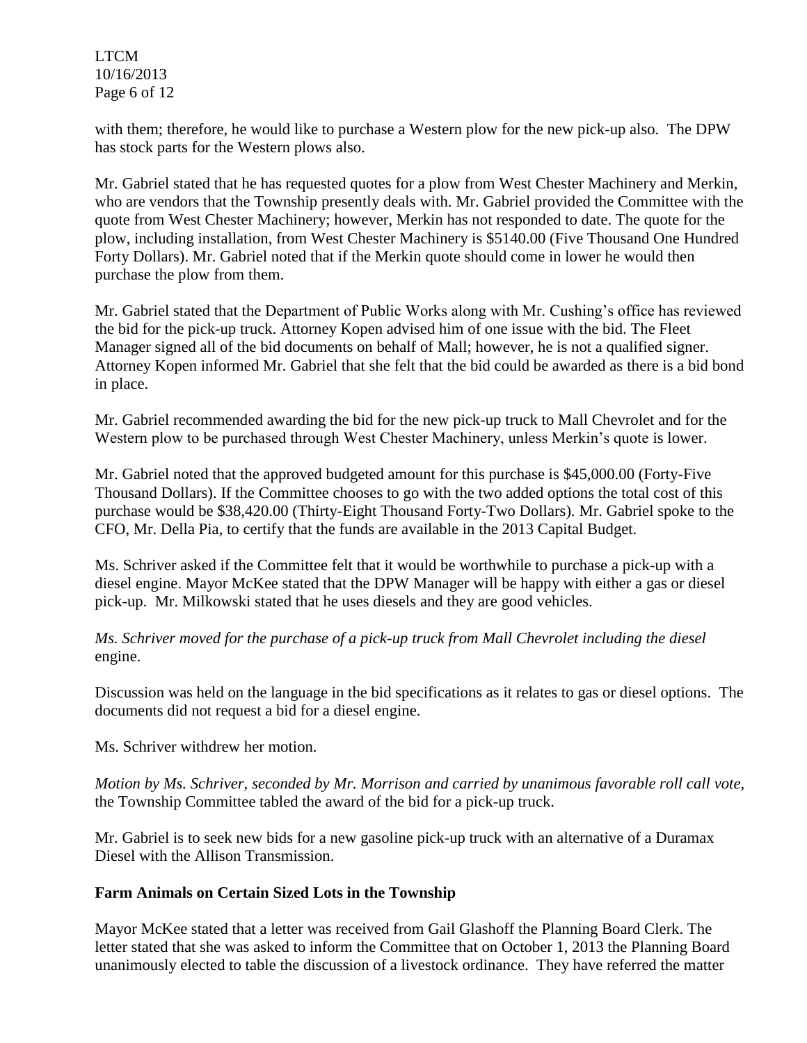with them; therefore, he would like to purchase a Western plow for the new pick-up also. The DPW has stock parts for the Western plows also.

Mr. Gabriel stated that he has requested quotes for a plow from West Chester Machinery and Merkin, who are vendors that the Township presently deals with. Mr. Gabriel provided the Committee with the quote from West Chester Machinery; however, Merkin has not responded to date. The quote for the plow, including installation, from West Chester Machinery is $5140.00 (Five Thousand One Hundred Forty Dollars). Mr. Gabriel noted that if the Merkin quote should come in lower he would then purchase the plow from them.

Mr. Gabriel stated that the Department of Public Works along with Mr. Cushing's office has reviewed the bid for the pick-up truck. Attorney Kopen advised him of one issue with the bid. The Fleet Manager signed all of the bid documents on behalf of Mall; however, he is not a qualified signer. Attorney Kopen informed Mr. Gabriel that she felt that the bid could be awarded as there is a bid bond in place.

Mr. Gabriel recommended awarding the bid for the new pick-up truck to Mall Chevrolet and for the Western plow to be purchased through West Chester Machinery, unless Merkin's quote is lower.

Mr. Gabriel noted that the approved budgeted amount for this purchase is $45,000.00 (Forty-Five Thousand Dollars). If the Committee chooses to go with the two added options the total cost of this purchase would be $38,420.00 (Thirty-Eight Thousand Forty-Two Dollars). Mr. Gabriel spoke to the CFO, Mr. Della Pia, to certify that the funds are available in the 2013 Capital Budget.

Ms. Schriver asked if the Committee felt that it would be worthwhile to purchase a pick-up with a diesel engine. Mayor McKee stated that the DPW Manager will be happy with either a gas or diesel pick-up. Mr. Milkowski stated that he uses diesels and they are good vehicles.

*Ms. Schriver moved for the purchase of a pick-up truck from Mall Chevrolet including the diesel* engine.

Discussion was held on the language in the bid specifications as it relates to gas or diesel options. The documents did not request a bid for a diesel engine.

Ms. Schriver withdrew her motion.

*Motion by Ms. Schriver, seconded by Mr. Morrison and carried by unanimous favorable roll call vote*, the Township Committee tabled the award of the bid for a pick-up truck.

Mr. Gabriel is to seek new bids for a new gasoline pick-up truck with an alternative of a Duramax Diesel with the Allison Transmission.

**Farm Animals on Certain Sized Lots in the Township**

Mayor McKee stated that a letter was received from Gail Glashoff the Planning Board Clerk. The letter stated that she was asked to inform the Committee that on October 1, 2013 the Planning Board unanimously elected to table the discussion of a livestock ordinance. They have referred the matter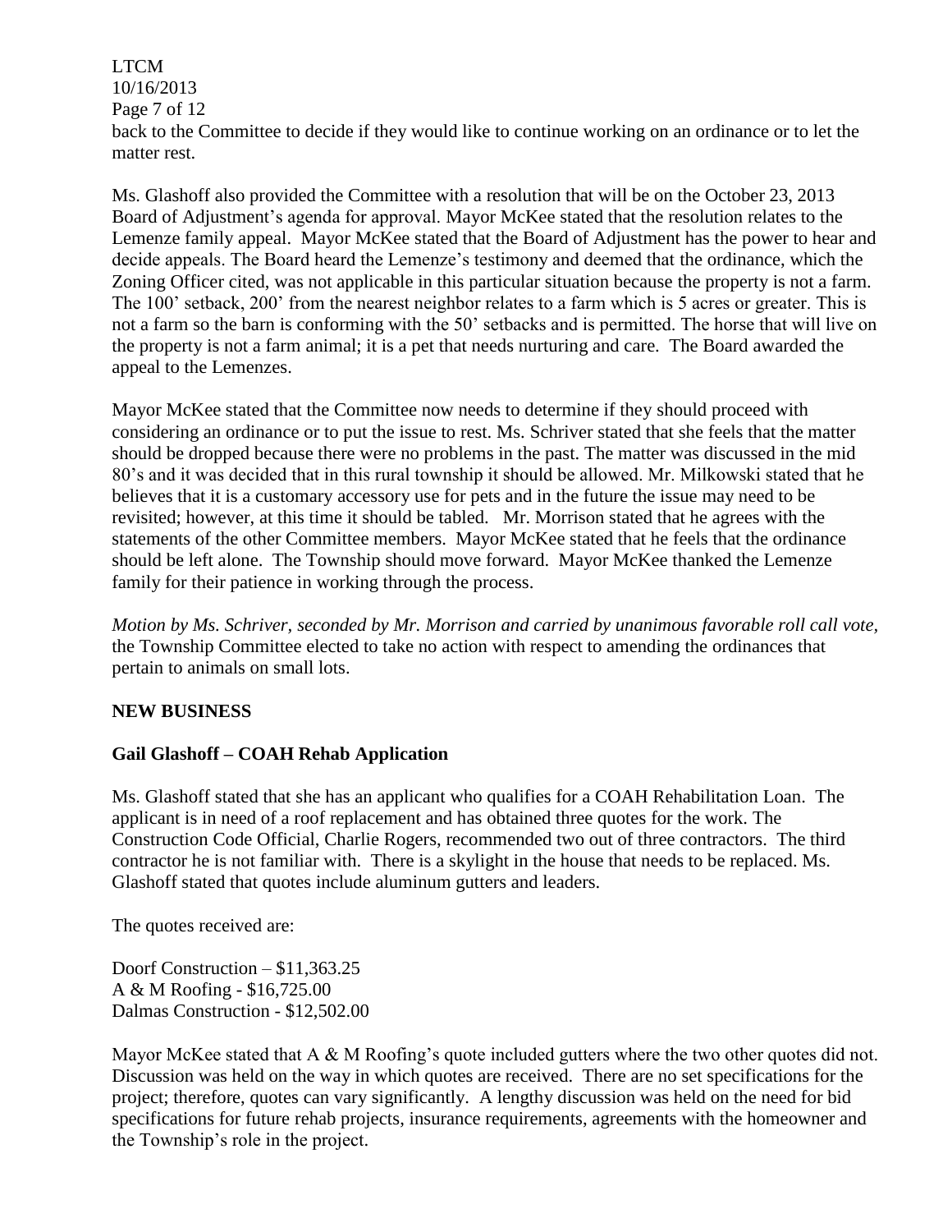back to the Committee to decide if they would like to continue working on an ordinance or to let the matter rest.

Ms. Glashoff also provided the Committee with a resolution that will be on the October 23, 2013 Board of Adjustment's agenda for approval. Mayor McKee stated that the resolution relates to the Lemenze family appeal. Mayor McKee stated that the Board of Adjustment has the power to hear and decide appeals. The Board heard the Lemenze's testimony and deemed that the ordinance, which the Zoning Officer cited, was not applicable in this particular situation because the property is not a farm. The 100' setback, 200' from the nearest neighbor relates to a farm which is 5 acres or greater. This is not a farm so the barn is conforming with the 50' setbacks and is permitted. The horse that will live on the property is not a farm animal; it is a pet that needs nurturing and care. The Board awarded the appeal to the Lemenzes.

Mayor McKee stated that the Committee now needs to determine if they should proceed with considering an ordinance or to put the issue to rest. Ms. Schriver stated that she feels that the matter should be dropped because there were no problems in the past. The matter was discussed in the mid 80's and it was decided that in this rural township it should be allowed. Mr. Milkowski stated that he believes that it is a customary accessory use for pets and in the future the issue may need to be revisited; however, at this time it should be tabled. Mr. Morrison stated that he agrees with the statements of the other Committee members. Mayor McKee stated that he feels that the ordinance should be left alone. The Township should move forward. Mayor McKee thanked the Lemenze family for their patience in working through the process.

*Motion by Ms. Schriver, seconded by Mr. Morrison and carried by unanimous favorable roll call vote*, the Township Committee elected to take no action with respect to amending the ordinances that pertain to animals on small lots.

## NEW BUSINESS

### Gail Glashoff – COAH Rehab Application

Ms. Glashoff stated that she has an applicant who qualifies for a COAH Rehabilitation Loan. The applicant is in need of a roof replacement and has obtained three quotes for the work. The Construction Code Official, Charlie Rogers, recommended two out of three contractors. The third contractor he is not familiar with. There is a skylight in the house that needs to be replaced. Ms. Glashoff stated that quotes include aluminum gutters and leaders.

The quotes received are:

Doorf Construction – $11,363.25
A & M Roofing - $16,725.00
Dalmas Construction - $12,502.00

Mayor McKee stated that A & M Roofing's quote included gutters where the two other quotes did not. Discussion was held on the way in which quotes are received. There are no set specifications for the project; therefore, quotes can vary significantly. A lengthy discussion was held on the need for bid specifications for future rehab projects, insurance requirements, agreements with the homeowner and the Township's role in the project.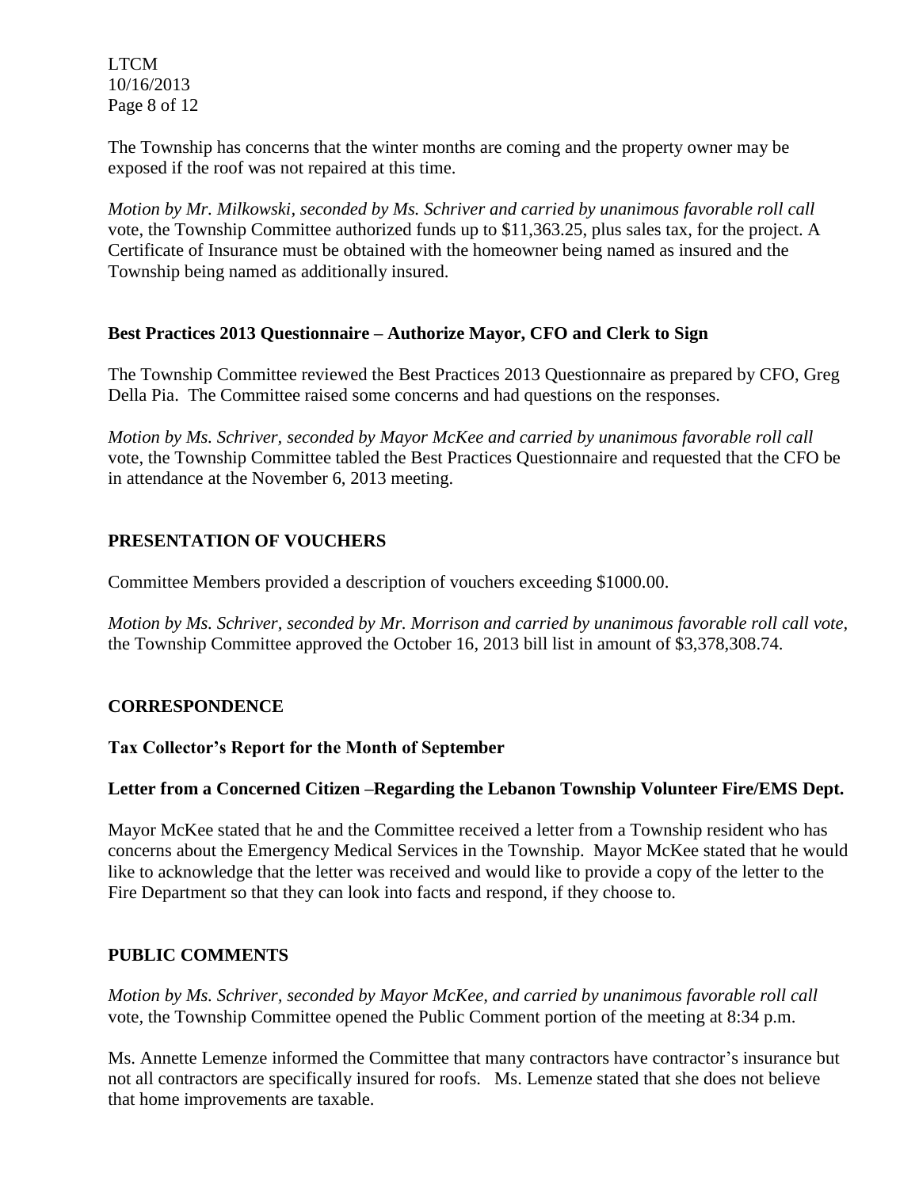The Township has concerns that the winter months are coming and the property owner may be exposed if the roof was not repaired at this time.

*Motion by Mr. Milkowski, seconded by Ms. Schriver and carried by unanimous favorable roll call* vote, the Township Committee authorized funds up to $11,363.25, plus sales tax, for the project. A Certificate of Insurance must be obtained with the homeowner being named as insured and the Township being named as additionally insured.

**Best Practices 2013 Questionnaire – Authorize Mayor, CFO and Clerk to Sign**

The Township Committee reviewed the Best Practices 2013 Questionnaire as prepared by CFO, Greg Della Pia. The Committee raised some concerns and had questions on the responses.

*Motion by Ms. Schriver, seconded by Mayor McKee and carried by unanimous favorable roll call* vote, the Township Committee tabled the Best Practices Questionnaire and requested that the CFO be in attendance at the November 6, 2013 meeting.

## PRESENTATION OF VOUCHERS

Committee Members provided a description of vouchers exceeding $1000.00.

*Motion by Ms. Schriver, seconded by Mr. Morrison and carried by unanimous favorable roll call vote,* the Township Committee approved the October 16, 2013 bill list in amount of $3,378,308.74.

## CORRESPONDENCE

**Tax Collector's Report for the Month of September**

**Letter from a Concerned Citizen –Regarding the Lebanon Township Volunteer Fire/EMS Dept.**

Mayor McKee stated that he and the Committee received a letter from a Township resident who has concerns about the Emergency Medical Services in the Township. Mayor McKee stated that he would like to acknowledge that the letter was received and would like to provide a copy of the letter to the Fire Department so that they can look into facts and respond, if they choose to.

## PUBLIC COMMENTS

*Motion by Ms. Schriver, seconded by Mayor McKee, and carried by unanimous favorable roll call* vote, the Township Committee opened the Public Comment portion of the meeting at 8:34 p.m.

Ms. Annette Lemenze informed the Committee that many contractors have contractor's insurance but not all contractors are specifically insured for roofs. Ms. Lemenze stated that she does not believe that home improvements are taxable.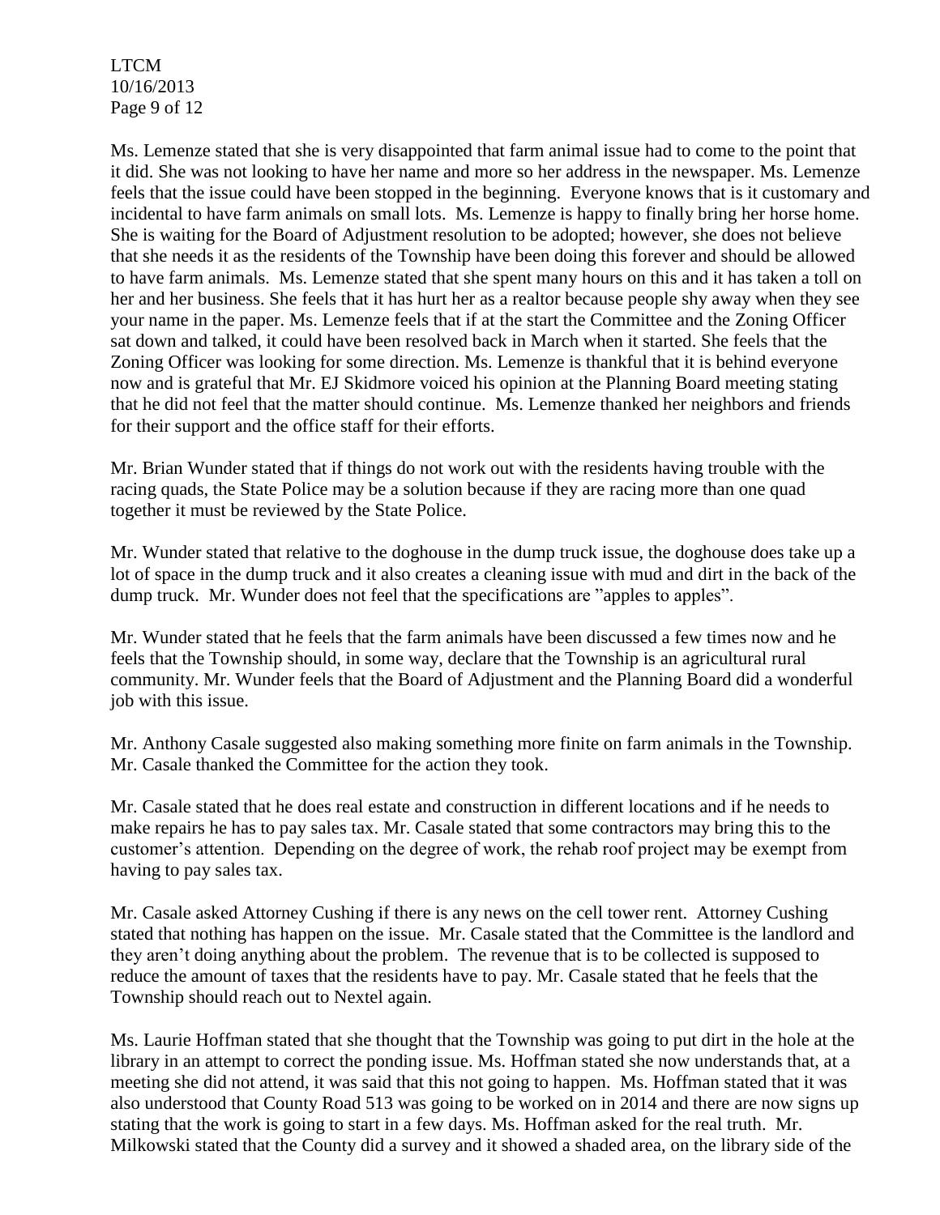Ms. Lemenze stated that she is very disappointed that farm animal issue had to come to the point that it did. She was not looking to have her name and more so her address in the newspaper. Ms. Lemenze feels that the issue could have been stopped in the beginning. Everyone knows that is it customary and incidental to have farm animals on small lots. Ms. Lemenze is happy to finally bring her horse home. She is waiting for the Board of Adjustment resolution to be adopted; however, she does not believe that she needs it as the residents of the Township have been doing this forever and should be allowed to have farm animals. Ms. Lemenze stated that she spent many hours on this and it has taken a toll on her and her business. She feels that it has hurt her as a realtor because people shy away when they see your name in the paper. Ms. Lemenze feels that if at the start the Committee and the Zoning Officer sat down and talked, it could have been resolved back in March when it started. She feels that the Zoning Officer was looking for some direction. Ms. Lemenze is thankful that it is behind everyone now and is grateful that Mr. EJ Skidmore voiced his opinion at the Planning Board meeting stating that he did not feel that the matter should continue. Ms. Lemenze thanked her neighbors and friends for their support and the office staff for their efforts.

Mr. Brian Wunder stated that if things do not work out with the residents having trouble with the racing quads, the State Police may be a solution because if they are racing more than one quad together it must be reviewed by the State Police.

Mr. Wunder stated that relative to the doghouse in the dump truck issue, the doghouse does take up a lot of space in the dump truck and it also creates a cleaning issue with mud and dirt in the back of the dump truck. Mr. Wunder does not feel that the specifications are "apples to apples".

Mr. Wunder stated that he feels that the farm animals have been discussed a few times now and he feels that the Township should, in some way, declare that the Township is an agricultural rural community. Mr. Wunder feels that the Board of Adjustment and the Planning Board did a wonderful job with this issue.

Mr. Anthony Casale suggested also making something more finite on farm animals in the Township. Mr. Casale thanked the Committee for the action they took.

Mr. Casale stated that he does real estate and construction in different locations and if he needs to make repairs he has to pay sales tax. Mr. Casale stated that some contractors may bring this to the customer's attention. Depending on the degree of work, the rehab roof project may be exempt from having to pay sales tax.

Mr. Casale asked Attorney Cushing if there is any news on the cell tower rent. Attorney Cushing stated that nothing has happen on the issue. Mr. Casale stated that the Committee is the landlord and they aren't doing anything about the problem. The revenue that is to be collected is supposed to reduce the amount of taxes that the residents have to pay. Mr. Casale stated that he feels that the Township should reach out to Nextel again.

Ms. Laurie Hoffman stated that she thought that the Township was going to put dirt in the hole at the library in an attempt to correct the ponding issue. Ms. Hoffman stated she now understands that, at a meeting she did not attend, it was said that this not going to happen. Ms. Hoffman stated that it was also understood that County Road 513 was going to be worked on in 2014 and there are now signs up stating that the work is going to start in a few days. Ms. Hoffman asked for the real truth. Mr. Milkowski stated that the County did a survey and it showed a shaded area, on the library side of the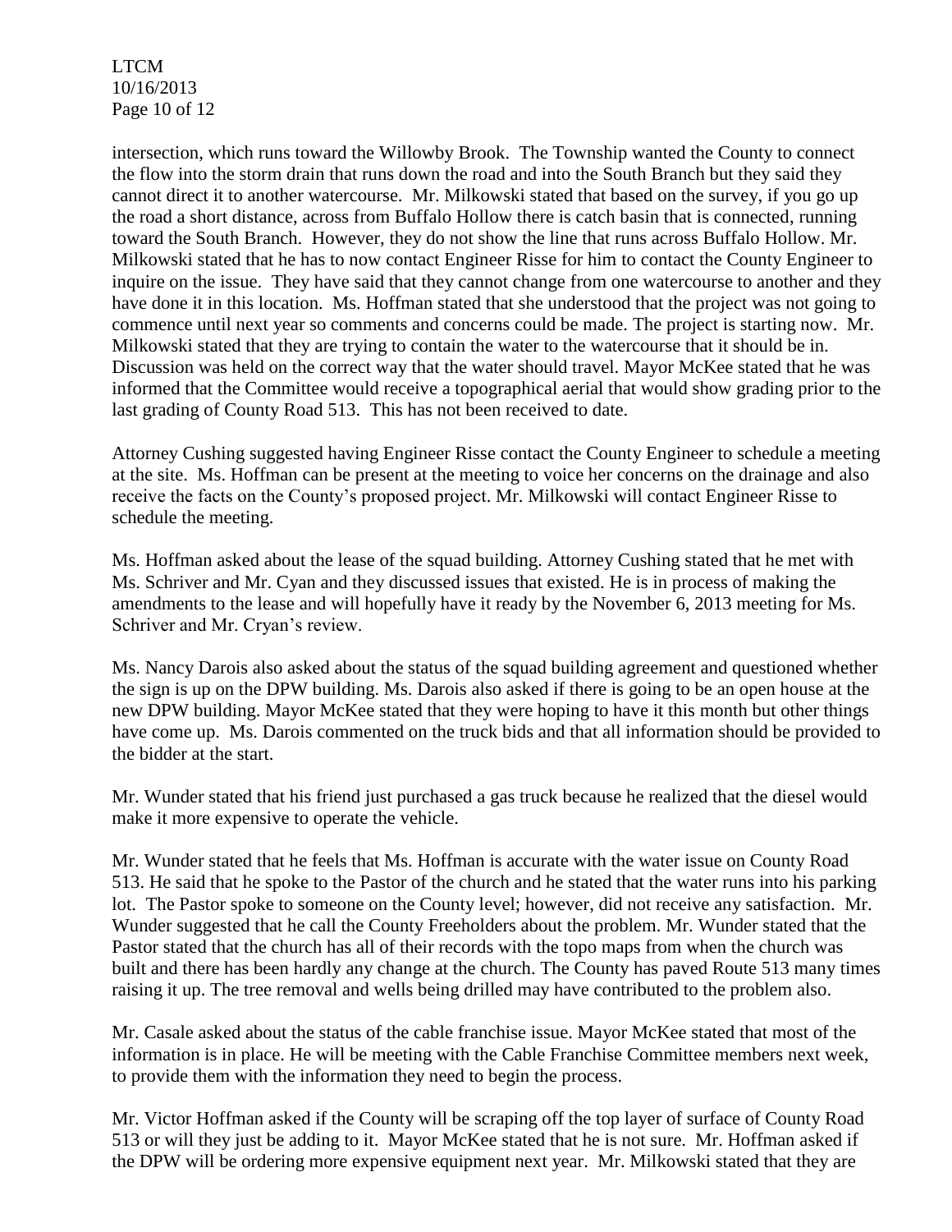intersection, which runs toward the Willowby Brook. The Township wanted the County to connect the flow into the storm drain that runs down the road and into the South Branch but they said they cannot direct it to another watercourse. Mr. Milkowski stated that based on the survey, if you go up the road a short distance, across from Buffalo Hollow there is catch basin that is connected, running toward the South Branch. However, they do not show the line that runs across Buffalo Hollow. Mr. Milkowski stated that he has to now contact Engineer Risse for him to contact the County Engineer to inquire on the issue. They have said that they cannot change from one watercourse to another and they have done it in this location. Ms. Hoffman stated that she understood that the project was not going to commence until next year so comments and concerns could be made. The project is starting now. Mr. Milkowski stated that they are trying to contain the water to the watercourse that it should be in. Discussion was held on the correct way that the water should travel. Mayor McKee stated that he was informed that the Committee would receive a topographical aerial that would show grading prior to the last grading of County Road 513. This has not been received to date.

Attorney Cushing suggested having Engineer Risse contact the County Engineer to schedule a meeting at the site. Ms. Hoffman can be present at the meeting to voice her concerns on the drainage and also receive the facts on the County's proposed project. Mr. Milkowski will contact Engineer Risse to schedule the meeting.

Ms. Hoffman asked about the lease of the squad building. Attorney Cushing stated that he met with Ms. Schriver and Mr. Cyan and they discussed issues that existed. He is in process of making the amendments to the lease and will hopefully have it ready by the November 6, 2013 meeting for Ms. Schriver and Mr. Cryan's review.

Ms. Nancy Darois also asked about the status of the squad building agreement and questioned whether the sign is up on the DPW building. Ms. Darois also asked if there is going to be an open house at the new DPW building. Mayor McKee stated that they were hoping to have it this month but other things have come up. Ms. Darois commented on the truck bids and that all information should be provided to the bidder at the start.

Mr. Wunder stated that his friend just purchased a gas truck because he realized that the diesel would make it more expensive to operate the vehicle.

Mr. Wunder stated that he feels that Ms. Hoffman is accurate with the water issue on County Road 513. He said that he spoke to the Pastor of the church and he stated that the water runs into his parking lot. The Pastor spoke to someone on the County level; however, did not receive any satisfaction. Mr. Wunder suggested that he call the County Freeholders about the problem. Mr. Wunder stated that the Pastor stated that the church has all of their records with the topo maps from when the church was built and there has been hardly any change at the church. The County has paved Route 513 many times raising it up. The tree removal and wells being drilled may have contributed to the problem also.

Mr. Casale asked about the status of the cable franchise issue. Mayor McKee stated that most of the information is in place. He will be meeting with the Cable Franchise Committee members next week, to provide them with the information they need to begin the process.

Mr. Victor Hoffman asked if the County will be scraping off the top layer of surface of County Road 513 or will they just be adding to it. Mayor McKee stated that he is not sure. Mr. Hoffman asked if the DPW will be ordering more expensive equipment next year. Mr. Milkowski stated that they are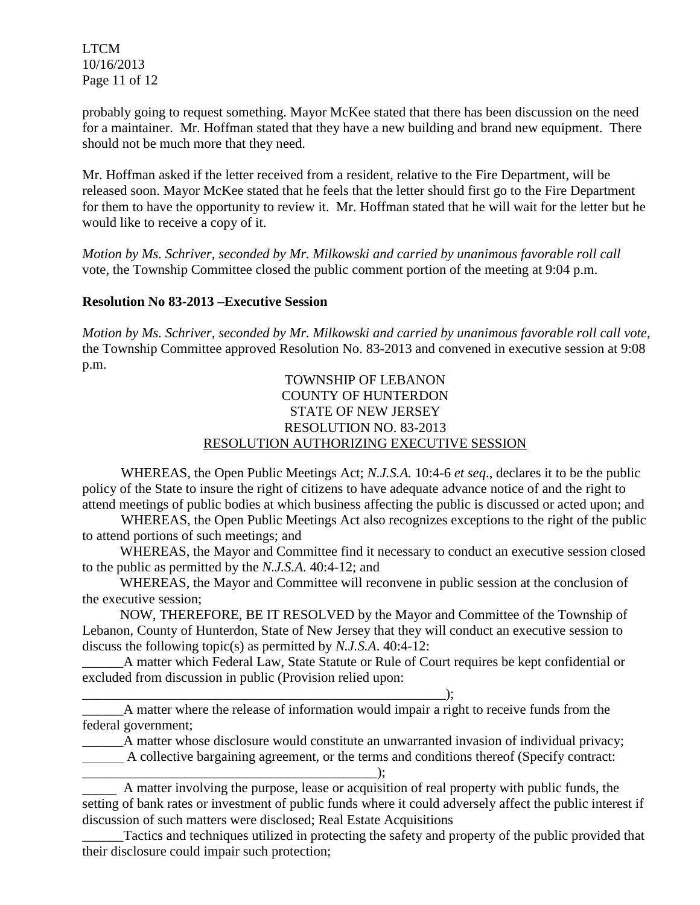probably going to request something. Mayor McKee stated that there has been discussion on the need for a maintainer. Mr. Hoffman stated that they have a new building and brand new equipment. There should not be much more that they need.

Mr. Hoffman asked if the letter received from a resident, relative to the Fire Department, will be released soon. Mayor McKee stated that he feels that the letter should first go to the Fire Department for them to have the opportunity to review it. Mr. Hoffman stated that he will wait for the letter but he would like to receive a copy of it.

*Motion by Ms. Schriver, seconded by Mr. Milkowski and carried by unanimous favorable roll call* vote, the Township Committee closed the public comment portion of the meeting at 9:04 p.m.

**Resolution No 83-2013 –Executive Session**

*Motion by Ms. Schriver, seconded by Mr. Milkowski and carried by unanimous favorable roll call vote*, the Township Committee approved Resolution No. 83-2013 and convened in executive session at 9:08 p.m.

TOWNSHIP OF LEBANON
COUNTY OF HUNTERDON
STATE OF NEW JERSEY
RESOLUTION NO. 83-2013
RESOLUTION AUTHORIZING EXECUTIVE SESSION

WHEREAS, the Open Public Meetings Act; *N.J.S.A.* 10:4-6 *et seq*., declares it to be the public policy of the State to insure the right of citizens to have adequate advance notice of and the right to attend meetings of public bodies at which business affecting the public is discussed or acted upon; and

WHEREAS, the Open Public Meetings Act also recognizes exceptions to the right of the public to attend portions of such meetings; and

WHEREAS, the Mayor and Committee find it necessary to conduct an executive session closed to the public as permitted by the *N.J.S.A*. 40:4-12; and

WHEREAS, the Mayor and Committee will reconvene in public session at the conclusion of the executive session;

NOW, THEREFORE, BE IT RESOLVED by the Mayor and Committee of the Township of Lebanon, County of Hunterdon, State of New Jersey that they will conduct an executive session to discuss the following topic(s) as permitted by *N.J.S.A*. 40:4-12:

______A matter which Federal Law, State Statute or Rule of Court requires be kept confidential or excluded from discussion in public (Provision relied upon: ________________________________________________________);

______A matter where the release of information would impair a right to receive funds from the federal government;

______A matter whose disclosure would constitute an unwarranted invasion of individual privacy;

______ A collective bargaining agreement, or the terms and conditions thereof (Specify contract: ____________________________________________);

_____ A matter involving the purpose, lease or acquisition of real property with public funds, the setting of bank rates or investment of public funds where it could adversely affect the public interest if discussion of such matters were disclosed; Real Estate Acquisitions

______Tactics and techniques utilized in protecting the safety and property of the public provided that their disclosure could impair such protection;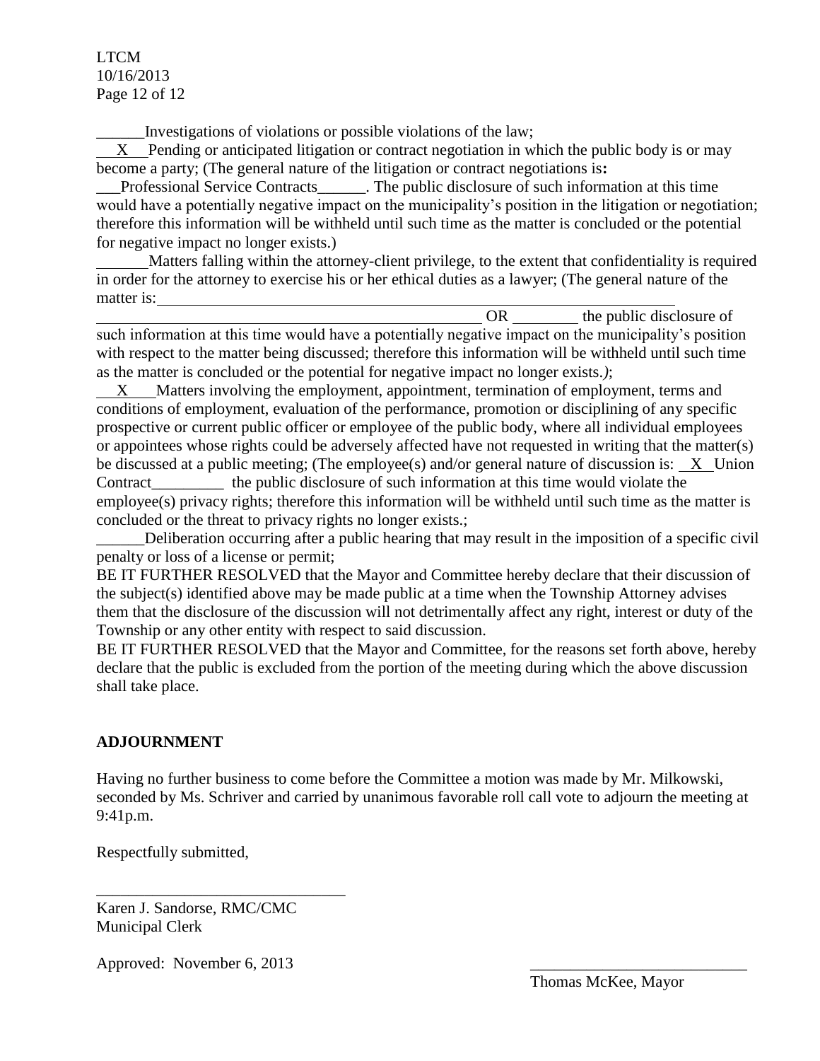______Investigations of violations or possible violations of the law;

__X__Pending or anticipated litigation or contract negotiation in which the public body is or may become a party; (The general nature of the litigation or contract negotiations is**:**

___Professional Service Contracts______. The public disclosure of such information at this time would have a potentially negative impact on the municipality's position in the litigation or negotiation; therefore this information will be withheld until such time as the matter is concluded or the potential for negative impact no longer exists.)

______Matters falling within the attorney-client privilege, to the extent that confidentiality is required in order for the attorney to exercise his or her ethical duties as a lawyer; (The general nature of the matter is:______________________________________________________________

______________________________________________ OR ________ the public disclosure of such information at this time would have a potentially negative impact on the municipality's position with respect to the matter being discussed; therefore this information will be withheld until such time as the matter is concluded or the potential for negative impact no longer exists.*)*;

__X___Matters involving the employment, appointment, termination of employment, terms and conditions of employment, evaluation of the performance, promotion or disciplining of any specific prospective or current public officer or employee of the public body, where all individual employees or appointees whose rights could be adversely affected have not requested in writing that the matter(s) be discussed at a public meeting; (The employee(s) and/or general nature of discussion is: __X__Union Contract_________ the public disclosure of such information at this time would violate the employee(s) privacy rights; therefore this information will be withheld until such time as the matter is concluded or the threat to privacy rights no longer exists.;

______Deliberation occurring after a public hearing that may result in the imposition of a specific civil penalty or loss of a license or permit;

BE IT FURTHER RESOLVED that the Mayor and Committee hereby declare that their discussion of the subject(s) identified above may be made public at a time when the Township Attorney advises them that the disclosure of the discussion will not detrimentally affect any right, interest or duty of the Township or any other entity with respect to said discussion.

BE IT FURTHER RESOLVED that the Mayor and Committee, for the reasons set forth above, hereby declare that the public is excluded from the portion of the meeting during which the above discussion shall take place.

**ADJOURNMENT**

Having no further business to come before the Committee a motion was made by Mr. Milkowski, seconded by Ms. Schriver and carried by unanimous favorable roll call vote to adjourn the meeting at 9:41p.m.

Respectfully submitted,

_______________________________

Karen J. Sandorse, RMC/CMC
Municipal Clerk

Approved: November 6, 2013

___________________________
Thomas McKee, Mayor